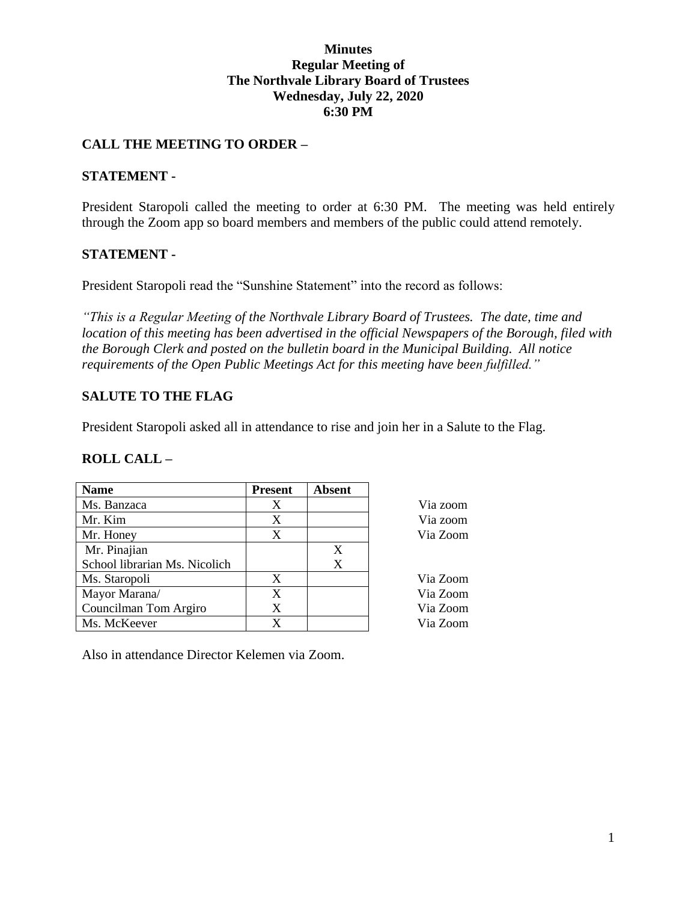**Minutes**
**Regular Meeting of**
**The Northvale Library Board of Trustees**
**Wednesday, July 22, 2020**
**6:30 PM**

## CALL THE MEETING TO ORDER –

## STATEMENT -

President Staropoli called the meeting to order at 6:30 PM. The meeting was held entirely through the Zoom app so board members and members of the public could attend remotely.

## STATEMENT -

President Staropoli read the "Sunshine Statement" into the record as follows:

*"This is a Regular Meeting of the Northvale Library Board of Trustees. The date, time and location of this meeting has been advertised in the official Newspapers of the Borough, filed with the Borough Clerk and posted on the bulletin board in the Municipal Building. All notice requirements of the Open Public Meetings Act for this meeting have been fulfilled."*

## SALUTE TO THE FLAG

President Staropoli asked all in attendance to rise and join her in a Salute to the Flag.

## ROLL CALL –

| Name | Present | Absent | |
|---|---|---|---|
| Ms. Banzaca | X | | Via zoom |
| Mr. Kim | X | | Via zoom |
| Mr. Honey | X | | Via Zoom |
| Mr. Pinajian | | X | |
| School librarian Ms. Nicolich | | X | |
| Ms. Staropoli | X | | Via Zoom |
| Mayor Marana/ | X | | Via Zoom |
| Councilman Tom Argiro | X | | Via Zoom |
| Ms. McKeever | X | | Via Zoom |

Also in attendance Director Kelemen via Zoom.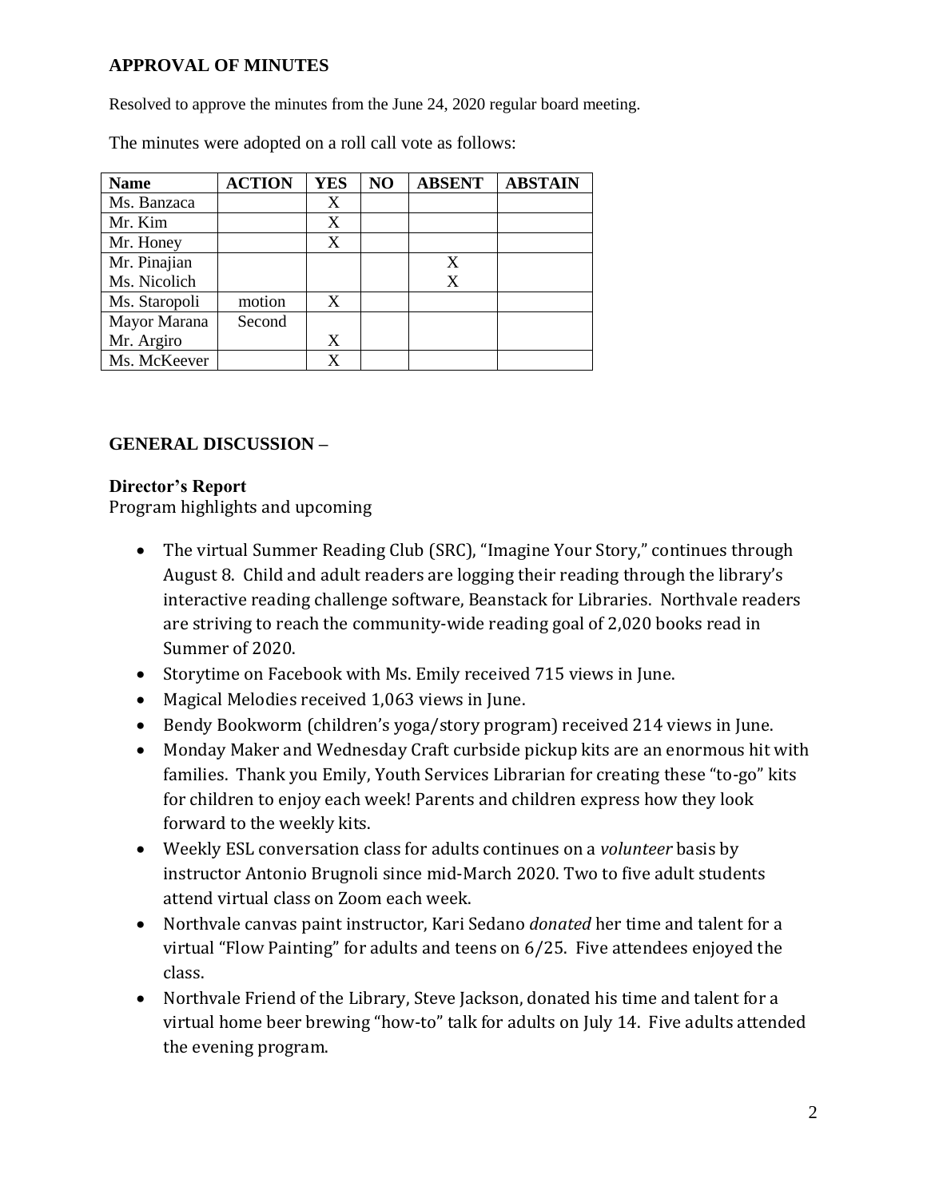## APPROVAL OF MINUTES

Resolved to approve the minutes from the June 24, 2020 regular board meeting.

The minutes were adopted on a roll call vote as follows:

| Name | ACTION | YES | NO | ABSENT | ABSTAIN |
|---|---|---|---|---|---|
| Ms. Banzaca | | X | | | |
| Mr. Kim | | X | | | |
| Mr. Honey | | X | | | |
| Mr. Pinajian | | | | X | |
| Ms. Nicolich | | | | X | |
| Ms. Staropoli | motion | X | | | |
| Mayor Marana | Second | | | | |
| Mr. Argiro | | X | | | |
| Ms. McKeever | | X | | | |

## GENERAL DISCUSSION –

### Director's Report

Program highlights and upcoming

- The virtual Summer Reading Club (SRC), "Imagine Your Story," continues through August 8. Child and adult readers are logging their reading through the library's interactive reading challenge software, Beanstack for Libraries. Northvale readers are striving to reach the community-wide reading goal of 2,020 books read in Summer of 2020.
- Storytime on Facebook with Ms. Emily received 715 views in June.
- Magical Melodies received 1,063 views in June.
- Bendy Bookworm (children's yoga/story program) received 214 views in June.
- Monday Maker and Wednesday Craft curbside pickup kits are an enormous hit with families. Thank you Emily, Youth Services Librarian for creating these "to-go" kits for children to enjoy each week! Parents and children express how they look forward to the weekly kits.
- Weekly ESL conversation class for adults continues on a *volunteer* basis by instructor Antonio Brugnoli since mid-March 2020. Two to five adult students attend virtual class on Zoom each week.
- Northvale canvas paint instructor, Kari Sedano *donated* her time and talent for a virtual "Flow Painting" for adults and teens on 6/25. Five attendees enjoyed the class.
- Northvale Friend of the Library, Steve Jackson, donated his time and talent for a virtual home beer brewing "how-to" talk for adults on July 14. Five adults attended the evening program.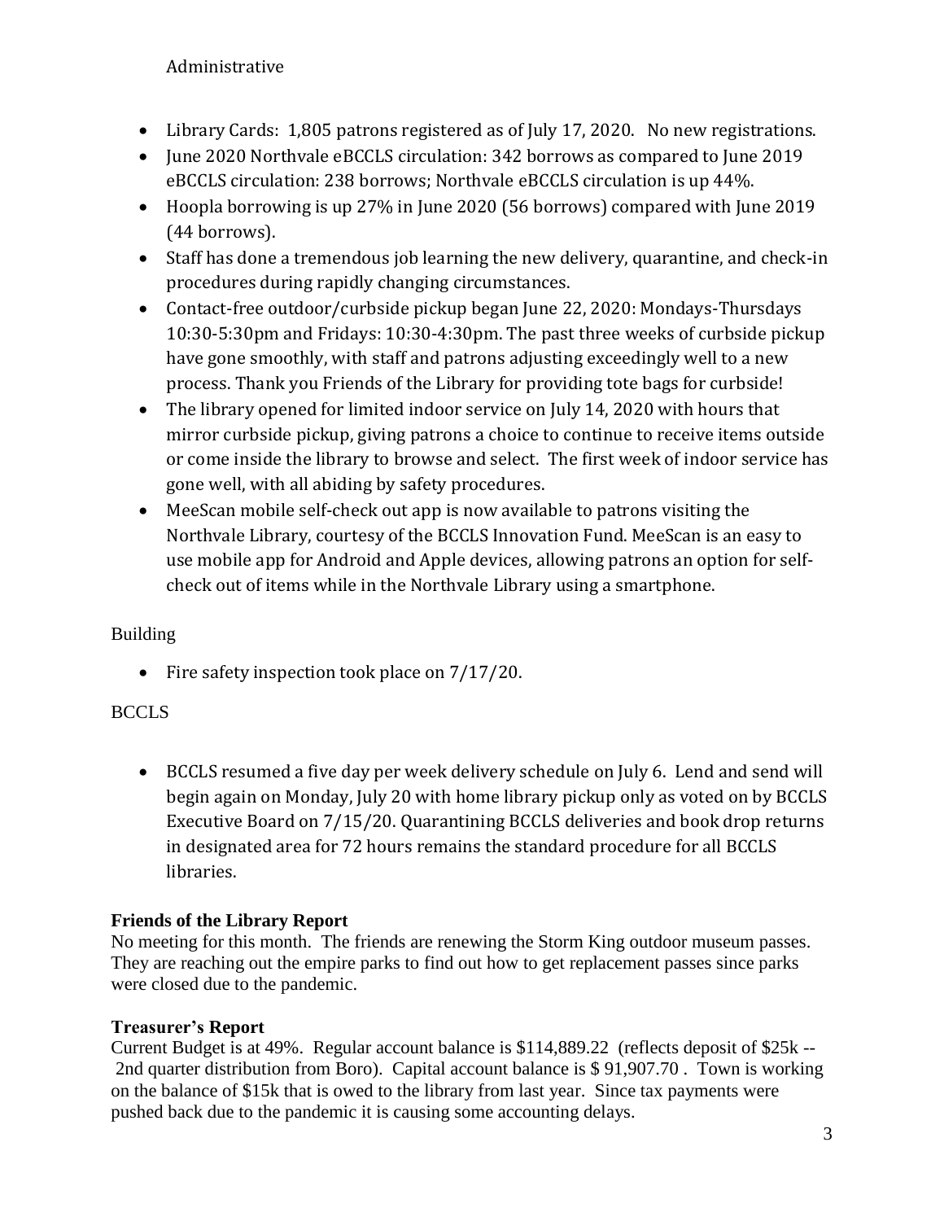Administrative

- Library Cards: 1,805 patrons registered as of July 17, 2020. No new registrations.
- June 2020 Northvale eBCCLS circulation: 342 borrows as compared to June 2019 eBCCLS circulation: 238 borrows; Northvale eBCCLS circulation is up 44%.
- Hoopla borrowing is up 27% in June 2020 (56 borrows) compared with June 2019 (44 borrows).
- Staff has done a tremendous job learning the new delivery, quarantine, and check-in procedures during rapidly changing circumstances.
- Contact-free outdoor/curbside pickup began June 22, 2020: Mondays-Thursdays 10:30-5:30pm and Fridays: 10:30-4:30pm. The past three weeks of curbside pickup have gone smoothly, with staff and patrons adjusting exceedingly well to a new process. Thank you Friends of the Library for providing tote bags for curbside!
- The library opened for limited indoor service on July 14, 2020 with hours that mirror curbside pickup, giving patrons a choice to continue to receive items outside or come inside the library to browse and select. The first week of indoor service has gone well, with all abiding by safety procedures.
- MeeScan mobile self-check out app is now available to patrons visiting the Northvale Library, courtesy of the BCCLS Innovation Fund. MeeScan is an easy to use mobile app for Android and Apple devices, allowing patrons an option for self-check out of items while in the Northvale Library using a smartphone.

Building

- Fire safety inspection took place on 7/17/20.

BCCLS

- BCCLS resumed a five day per week delivery schedule on July 6. Lend and send will begin again on Monday, July 20 with home library pickup only as voted on by BCCLS Executive Board on 7/15/20. Quarantining BCCLS deliveries and book drop returns in designated area for 72 hours remains the standard procedure for all BCCLS libraries.

**Friends of the Library Report**

No meeting for this month. The friends are renewing the Storm King outdoor museum passes. They are reaching out the empire parks to find out how to get replacement passes since parks were closed due to the pandemic.

**Treasurer's Report**

Current Budget is at 49%. Regular account balance is $114,889.22 (reflects deposit of $25k -- 2nd quarter distribution from Boro). Capital account balance is $ 91,907.70 . Town is working on the balance of $15k that is owed to the library from last year. Since tax payments were pushed back due to the pandemic it is causing some accounting delays.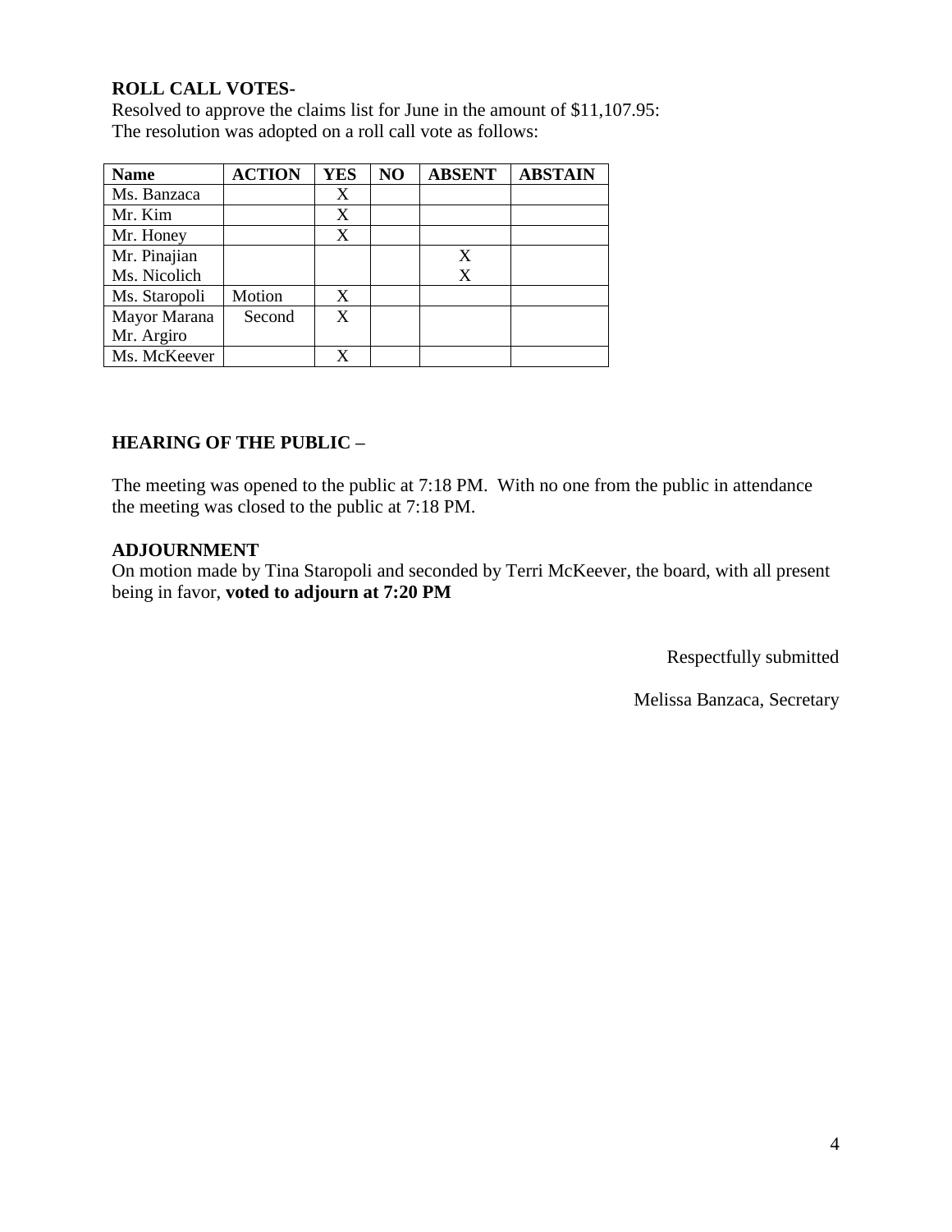**ROLL CALL VOTES-**
Resolved to approve the claims list for June in the amount of $11,107.95:
The resolution was adopted on a roll call vote as follows:

| Name | ACTION | YES | NO | ABSENT | ABSTAIN |
|---|---|---|---|---|---|
| Ms. Banzaca | | X | | | |
| Mr. Kim | | X | | | |
| Mr. Honey | | X | | | |
| Mr. Pinajian | | | | X | |
| Ms. Nicolich | | | | X | |
| Ms. Staropoli | Motion | X | | | |
| Mayor Marana | Second | X | | | |
| Mr. Argiro | | | | | |
| Ms. McKeever | | X | | | |

**HEARING OF THE PUBLIC –**

The meeting was opened to the public at 7:18 PM. With no one from the public in attendance the meeting was closed to the public at 7:18 PM.

**ADJOURNMENT**
On motion made by Tina Staropoli and seconded by Terri McKeever, the board, with all present being in favor, **voted to adjourn at 7:20 PM**

Respectfully submitted

Melissa Banzaca, Secretary